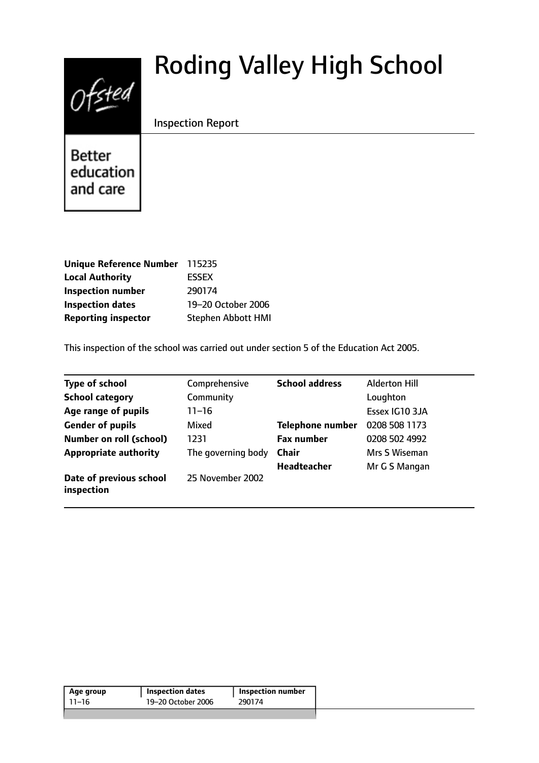# Roding Valley High School

Inspection Report

Better education and care

| | |
|---|---|
| **Unique Reference Number** | 115235 |
| **Local Authority** | ESSEX |
| **Inspection number** | 290174 |
| **Inspection dates** | 19–20 October 2006 |
| **Reporting inspector** | Stephen Abbott HMI |

This inspection of the school was carried out under section 5 of the Education Act 2005.

| | | | |
|---|---|---|---|
| **Type of school** | Comprehensive | **School address** | Alderton Hill |
| **School category** | Community | | Loughton |
| **Age range of pupils** | 11–16 | | Essex IG10 3JA |
| **Gender of pupils** | Mixed | **Telephone number** | 0208 508 1173 |
| **Number on roll (school)** | 1231 | **Fax number** | 0208 502 4992 |
| **Appropriate authority** | The governing body | **Chair** | Mrs S Wiseman |
| | | **Headteacher** | Mr G S Mangan |
| **Date of previous school inspection** | 25 November 2002 | | |

| Age group | Inspection dates | Inspection number |
|---|---|---|
| 11–16 | 19–20 October 2006 | 290174 |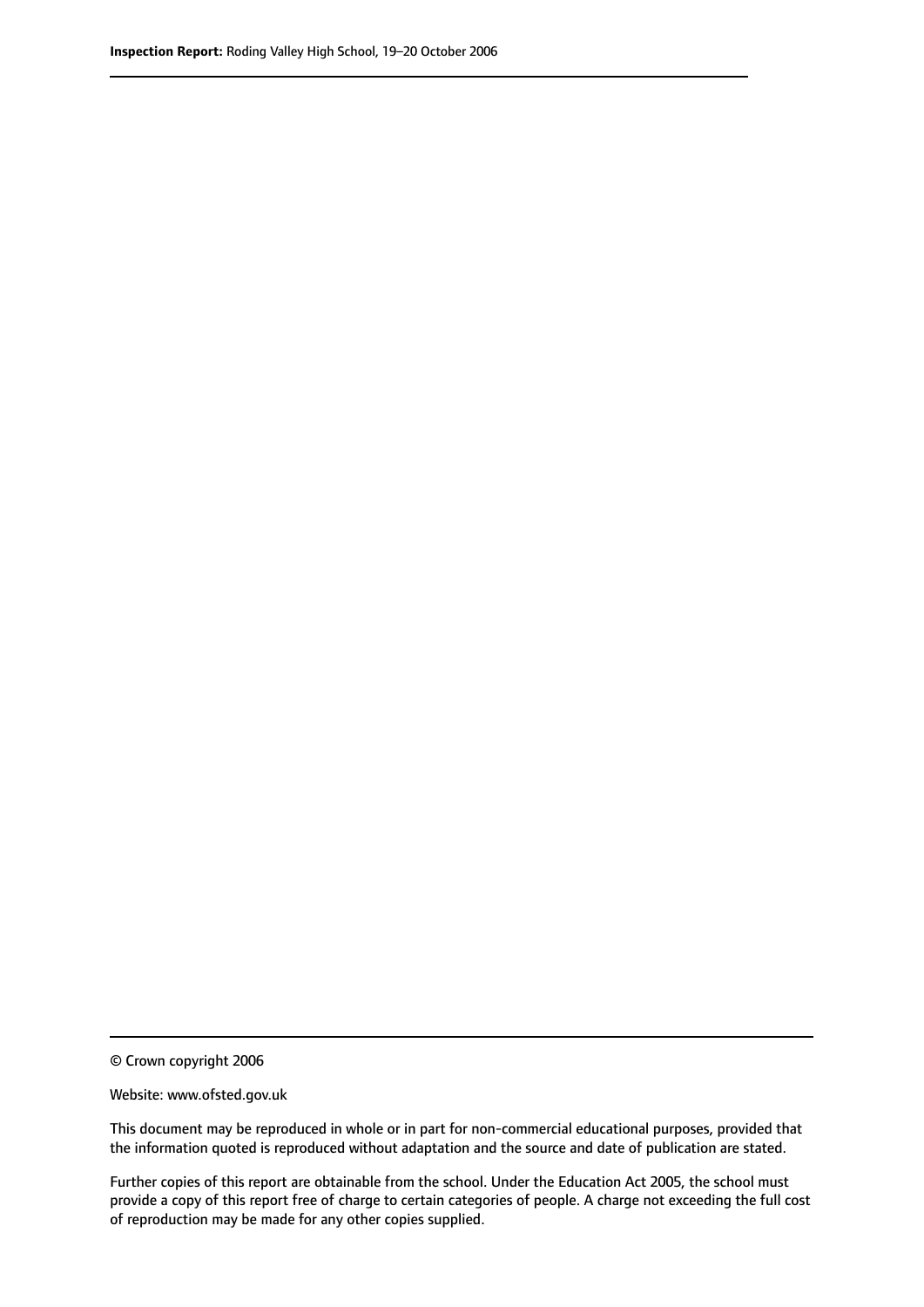© Crown copyright 2006

Website: www.ofsted.gov.uk

This document may be reproduced in whole or in part for non-commercial educational purposes, provided that the information quoted is reproduced without adaptation and the source and date of publication are stated.

Further copies of this report are obtainable from the school. Under the Education Act 2005, the school must provide a copy of this report free of charge to certain categories of people. A charge not exceeding the full cost of reproduction may be made for any other copies supplied.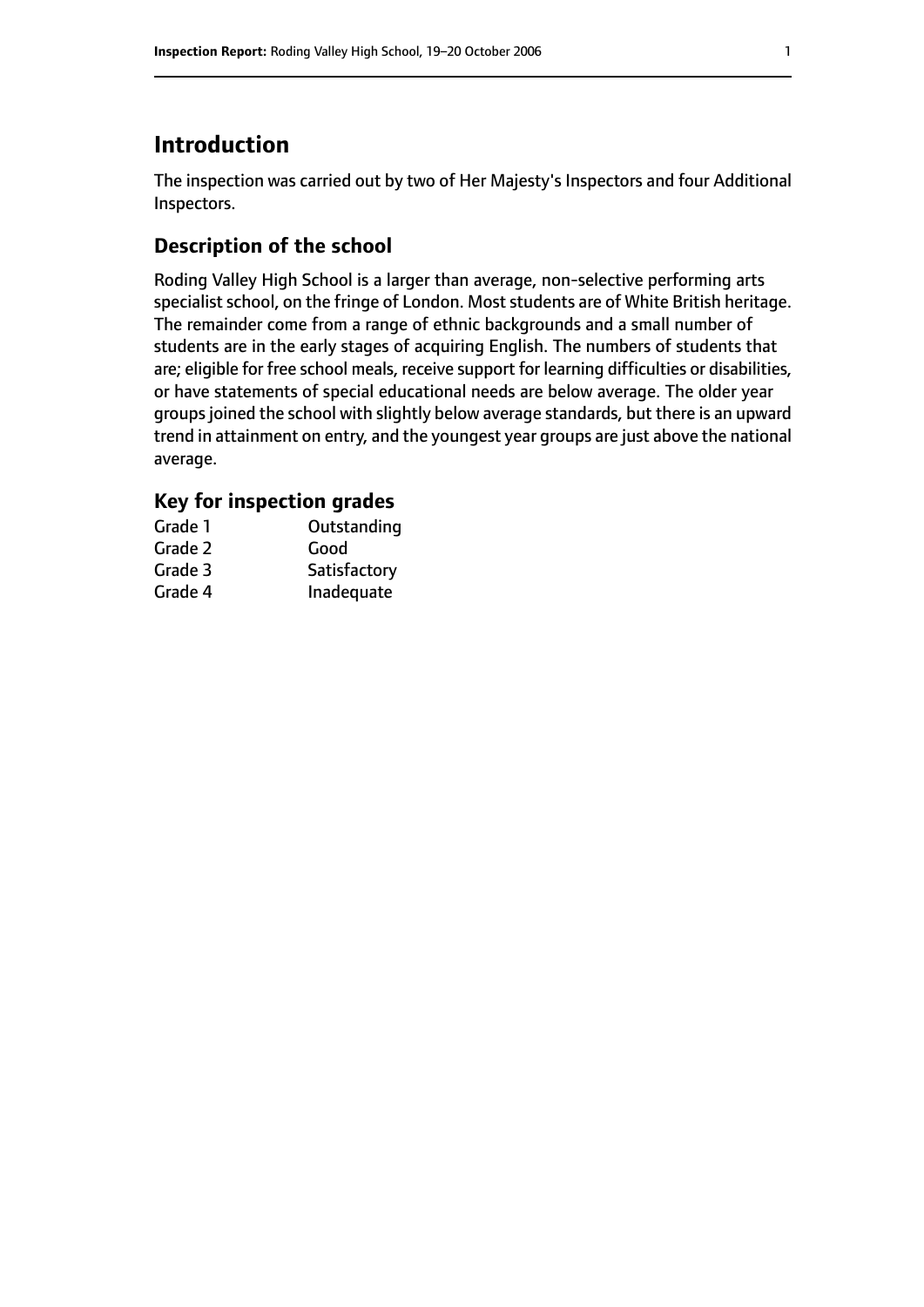## Introduction

The inspection was carried out by two of Her Majesty's Inspectors and four Additional Inspectors.

### Description of the school

Roding Valley High School is a larger than average, non-selective performing arts specialist school, on the fringe of London. Most students are of White British heritage. The remainder come from a range of ethnic backgrounds and a small number of students are in the early stages of acquiring English. The numbers of students that are; eligible for free school meals, receive support for learning difficulties or disabilities, or have statements of special educational needs are below average. The older year groups joined the school with slightly below average standards, but there is an upward trend in attainment on entry, and the youngest year groups are just above the national average.

### Key for inspection grades

| | |
|---|---|
| Grade 1 | Outstanding |
| Grade 2 | Good |
| Grade 3 | Satisfactory |
| Grade 4 | Inadequate |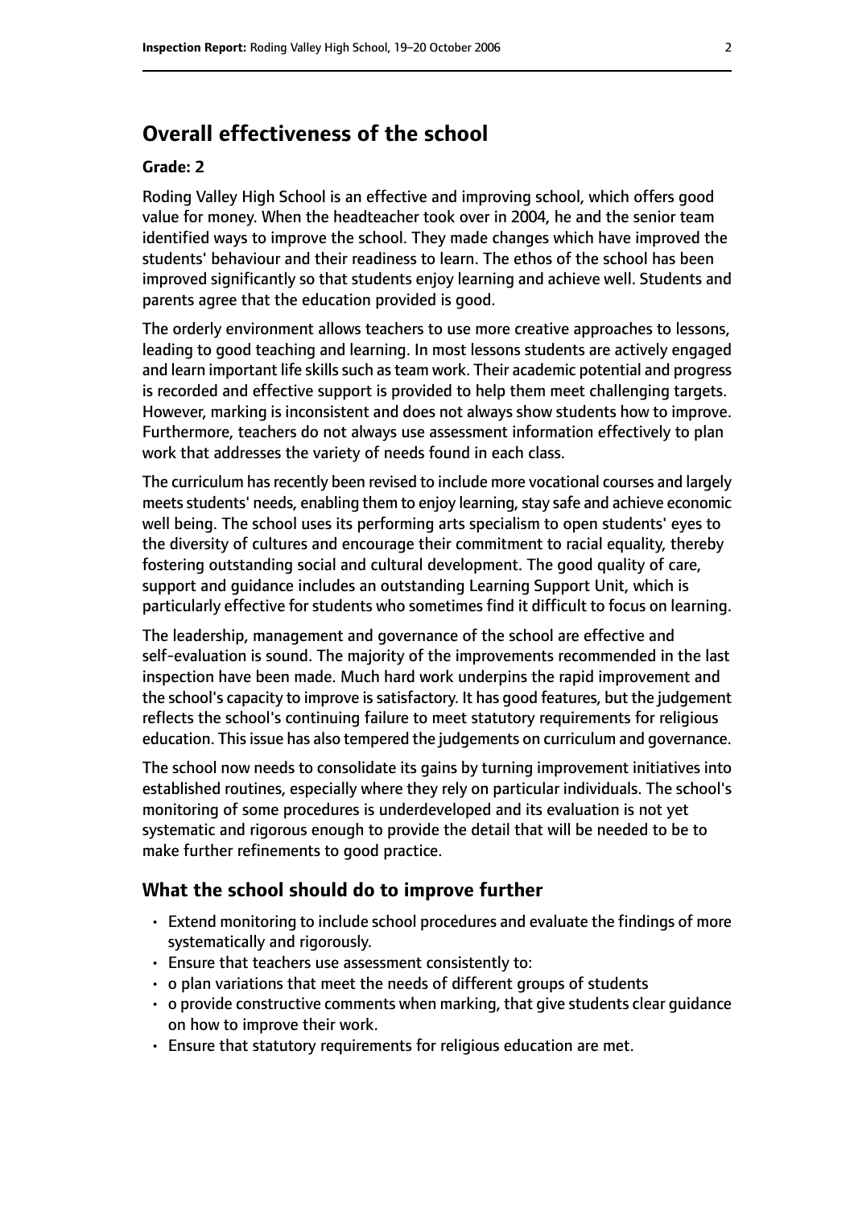## Overall effectiveness of the school

### Grade: 2

Roding Valley High School is an effective and improving school, which offers good value for money. When the headteacher took over in 2004, he and the senior team identified ways to improve the school. They made changes which have improved the students' behaviour and their readiness to learn. The ethos of the school has been improved significantly so that students enjoy learning and achieve well. Students and parents agree that the education provided is good.

The orderly environment allows teachers to use more creative approaches to lessons, leading to good teaching and learning. In most lessons students are actively engaged and learn important life skills such as team work. Their academic potential and progress is recorded and effective support is provided to help them meet challenging targets. However, marking is inconsistent and does not always show students how to improve. Furthermore, teachers do not always use assessment information effectively to plan work that addresses the variety of needs found in each class.

The curriculum has recently been revised to include more vocational courses and largely meets students' needs, enabling them to enjoy learning, stay safe and achieve economic well being. The school uses its performing arts specialism to open students' eyes to the diversity of cultures and encourage their commitment to racial equality, thereby fostering outstanding social and cultural development. The good quality of care, support and guidance includes an outstanding Learning Support Unit, which is particularly effective for students who sometimes find it difficult to focus on learning.

The leadership, management and governance of the school are effective and self-evaluation is sound. The majority of the improvements recommended in the last inspection have been made. Much hard work underpins the rapid improvement and the school's capacity to improve is satisfactory. It has good features, but the judgement reflects the school's continuing failure to meet statutory requirements for religious education. This issue has also tempered the judgements on curriculum and governance.

The school now needs to consolidate its gains by turning improvement initiatives into established routines, especially where they rely on particular individuals. The school's monitoring of some procedures is underdeveloped and its evaluation is not yet systematic and rigorous enough to provide the detail that will be needed to be to make further refinements to good practice.

### What the school should do to improve further

- Extend monitoring to include school procedures and evaluate the findings of more systematically and rigorously.
- Ensure that teachers use assessment consistently to:
- o plan variations that meet the needs of different groups of students
- o provide constructive comments when marking, that give students clear guidance on how to improve their work.
- Ensure that statutory requirements for religious education are met.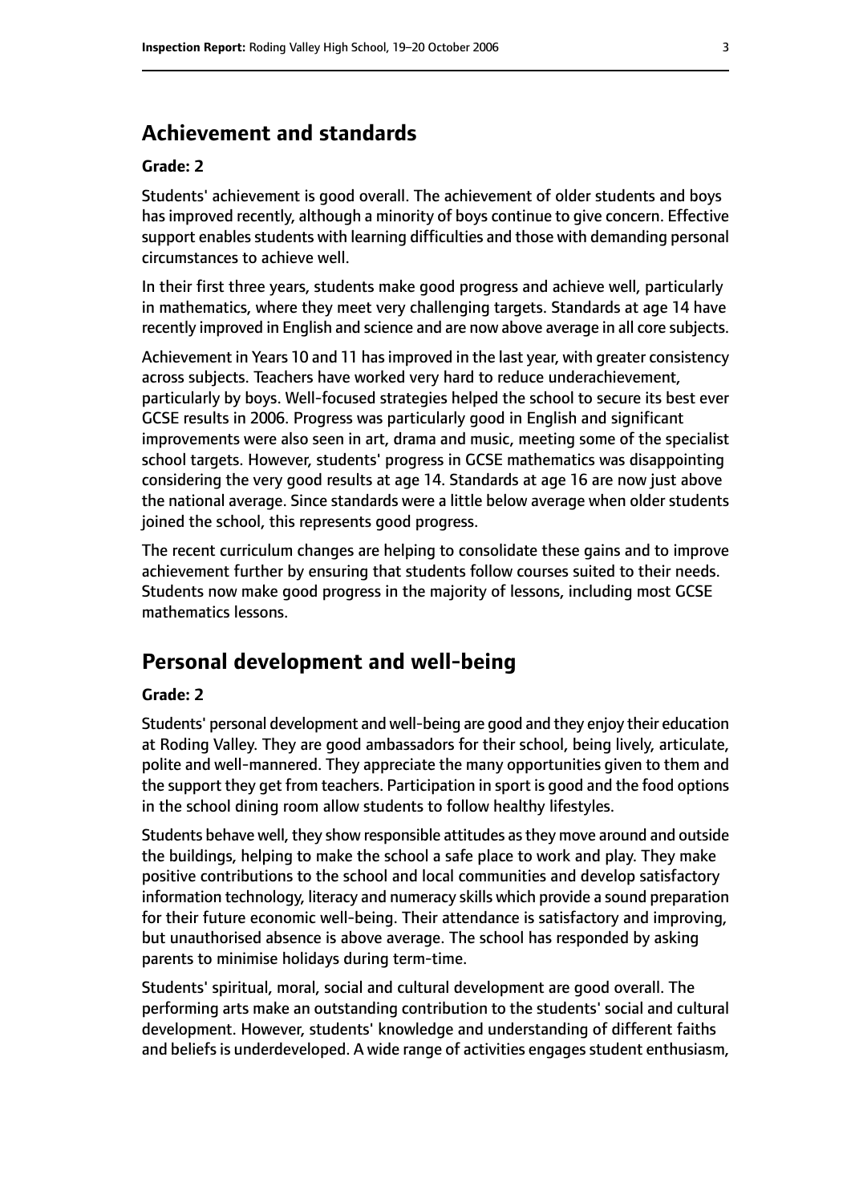## Achievement and standards

**Grade: 2**

Students' achievement is good overall. The achievement of older students and boys has improved recently, although a minority of boys continue to give concern. Effective support enables students with learning difficulties and those with demanding personal circumstances to achieve well.

In their first three years, students make good progress and achieve well, particularly in mathematics, where they meet very challenging targets. Standards at age 14 have recently improved in English and science and are now above average in all core subjects.

Achievement in Years 10 and 11 has improved in the last year, with greater consistency across subjects. Teachers have worked very hard to reduce underachievement, particularly by boys. Well-focused strategies helped the school to secure its best ever GCSE results in 2006. Progress was particularly good in English and significant improvements were also seen in art, drama and music, meeting some of the specialist school targets. However, students' progress in GCSE mathematics was disappointing considering the very good results at age 14. Standards at age 16 are now just above the national average. Since standards were a little below average when older students joined the school, this represents good progress.

The recent curriculum changes are helping to consolidate these gains and to improve achievement further by ensuring that students follow courses suited to their needs. Students now make good progress in the majority of lessons, including most GCSE mathematics lessons.

## Personal development and well-being

**Grade: 2**

Students' personal development and well-being are good and they enjoy their education at Roding Valley. They are good ambassadors for their school, being lively, articulate, polite and well-mannered. They appreciate the many opportunities given to them and the support they get from teachers. Participation in sport is good and the food options in the school dining room allow students to follow healthy lifestyles.

Students behave well, they show responsible attitudes as they move around and outside the buildings, helping to make the school a safe place to work and play. They make positive contributions to the school and local communities and develop satisfactory information technology, literacy and numeracy skills which provide a sound preparation for their future economic well-being. Their attendance is satisfactory and improving, but unauthorised absence is above average. The school has responded by asking parents to minimise holidays during term-time.

Students' spiritual, moral, social and cultural development are good overall. The performing arts make an outstanding contribution to the students' social and cultural development. However, students' knowledge and understanding of different faiths and beliefs is underdeveloped. A wide range of activities engages student enthusiasm,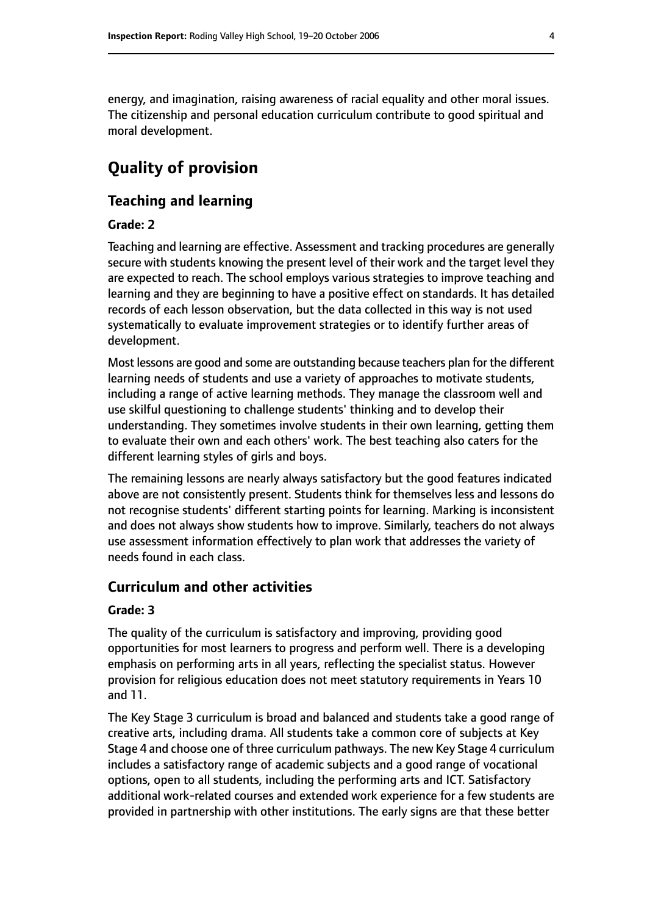energy, and imagination, raising awareness of racial equality and other moral issues. The citizenship and personal education curriculum contribute to good spiritual and moral development.

# Quality of provision

## Teaching and learning

### Grade: 2

Teaching and learning are effective. Assessment and tracking procedures are generally secure with students knowing the present level of their work and the target level they are expected to reach. The school employs various strategies to improve teaching and learning and they are beginning to have a positive effect on standards. It has detailed records of each lesson observation, but the data collected in this way is not used systematically to evaluate improvement strategies or to identify further areas of development.

Most lessons are good and some are outstanding because teachers plan for the different learning needs of students and use a variety of approaches to motivate students, including a range of active learning methods. They manage the classroom well and use skilful questioning to challenge students' thinking and to develop their understanding. They sometimes involve students in their own learning, getting them to evaluate their own and each others' work. The best teaching also caters for the different learning styles of girls and boys.

The remaining lessons are nearly always satisfactory but the good features indicated above are not consistently present. Students think for themselves less and lessons do not recognise students' different starting points for learning. Marking is inconsistent and does not always show students how to improve. Similarly, teachers do not always use assessment information effectively to plan work that addresses the variety of needs found in each class.

## Curriculum and other activities

### Grade: 3

The quality of the curriculum is satisfactory and improving, providing good opportunities for most learners to progress and perform well. There is a developing emphasis on performing arts in all years, reflecting the specialist status. However provision for religious education does not meet statutory requirements in Years 10 and 11.

The Key Stage 3 curriculum is broad and balanced and students take a good range of creative arts, including drama. All students take a common core of subjects at Key Stage 4 and choose one of three curriculum pathways. The new Key Stage 4 curriculum includes a satisfactory range of academic subjects and a good range of vocational options, open to all students, including the performing arts and ICT. Satisfactory additional work-related courses and extended work experience for a few students are provided in partnership with other institutions. The early signs are that these better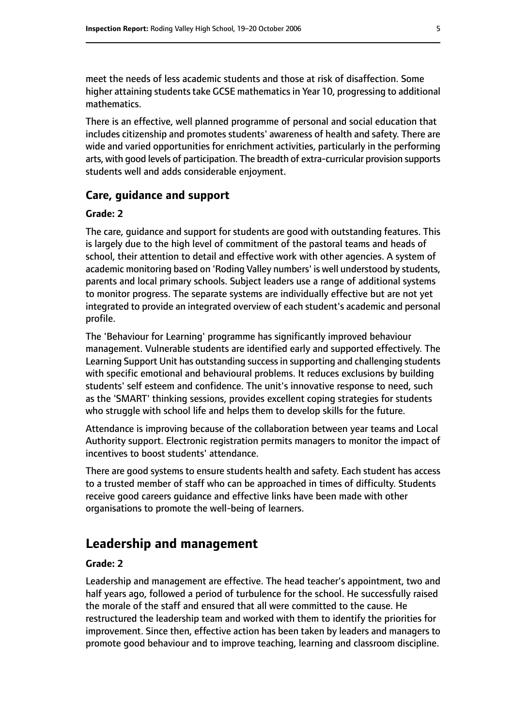meet the needs of less academic students and those at risk of disaffection. Some higher attaining students take GCSE mathematics in Year 10, progressing to additional mathematics.

There is an effective, well planned programme of personal and social education that includes citizenship and promotes students' awareness of health and safety. There are wide and varied opportunities for enrichment activities, particularly in the performing arts, with good levels of participation. The breadth of extra-curricular provision supports students well and adds considerable enjoyment.

### Care, guidance and support

#### Grade: 2

The care, guidance and support for students are good with outstanding features. This is largely due to the high level of commitment of the pastoral teams and heads of school, their attention to detail and effective work with other agencies. A system of academic monitoring based on 'Roding Valley numbers' is well understood by students, parents and local primary schools. Subject leaders use a range of additional systems to monitor progress. The separate systems are individually effective but are not yet integrated to provide an integrated overview of each student's academic and personal profile.

The 'Behaviour for Learning' programme has significantly improved behaviour management. Vulnerable students are identified early and supported effectively. The Learning Support Unit has outstanding success in supporting and challenging students with specific emotional and behavioural problems. It reduces exclusions by building students' self esteem and confidence. The unit's innovative response to need, such as the 'SMART' thinking sessions, provides excellent coping strategies for students who struggle with school life and helps them to develop skills for the future.

Attendance is improving because of the collaboration between year teams and Local Authority support. Electronic registration permits managers to monitor the impact of incentives to boost students' attendance.

There are good systems to ensure students health and safety. Each student has access to a trusted member of staff who can be approached in times of difficulty. Students receive good careers guidance and effective links have been made with other organisations to promote the well-being of learners.

## Leadership and management

#### Grade: 2

Leadership and management are effective. The head teacher's appointment, two and half years ago, followed a period of turbulence for the school. He successfully raised the morale of the staff and ensured that all were committed to the cause. He restructured the leadership team and worked with them to identify the priorities for improvement. Since then, effective action has been taken by leaders and managers to promote good behaviour and to improve teaching, learning and classroom discipline.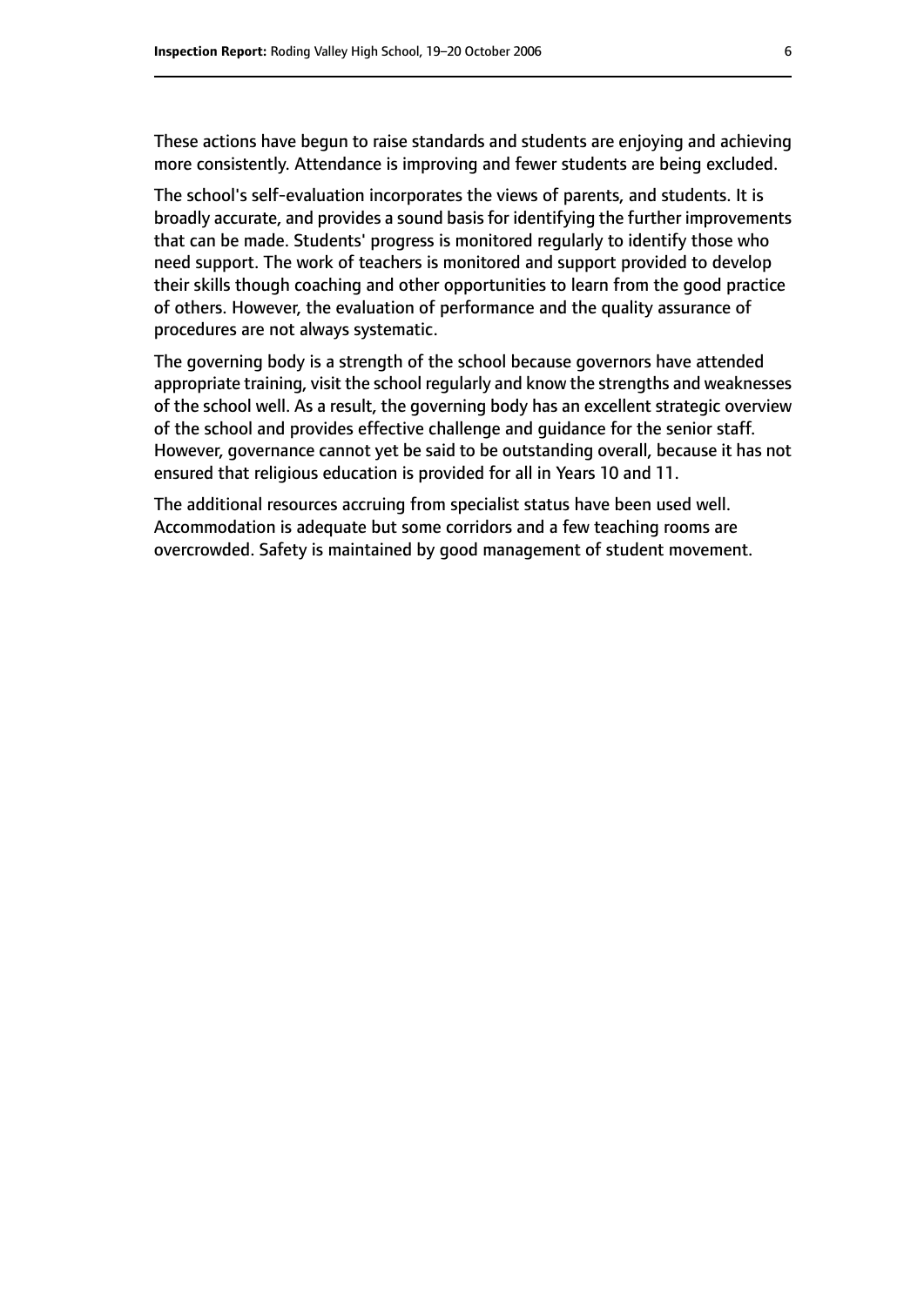These actions have begun to raise standards and students are enjoying and achieving more consistently. Attendance is improving and fewer students are being excluded.

The school's self-evaluation incorporates the views of parents, and students. It is broadly accurate, and provides a sound basis for identifying the further improvements that can be made. Students' progress is monitored regularly to identify those who need support. The work of teachers is monitored and support provided to develop their skills though coaching and other opportunities to learn from the good practice of others. However, the evaluation of performance and the quality assurance of procedures are not always systematic.

The governing body is a strength of the school because governors have attended appropriate training, visit the school regularly and know the strengths and weaknesses of the school well. As a result, the governing body has an excellent strategic overview of the school and provides effective challenge and guidance for the senior staff. However, governance cannot yet be said to be outstanding overall, because it has not ensured that religious education is provided for all in Years 10 and 11.

The additional resources accruing from specialist status have been used well. Accommodation is adequate but some corridors and a few teaching rooms are overcrowded. Safety is maintained by good management of student movement.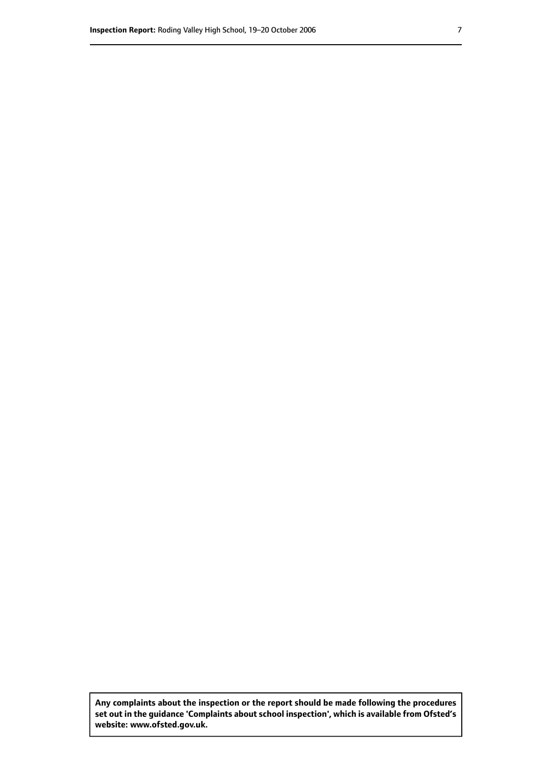**Any complaints about the inspection or the report should be made following the procedures set out in the guidance 'Complaints about school inspection', which is available from Ofsted's website: www.ofsted.gov.uk.**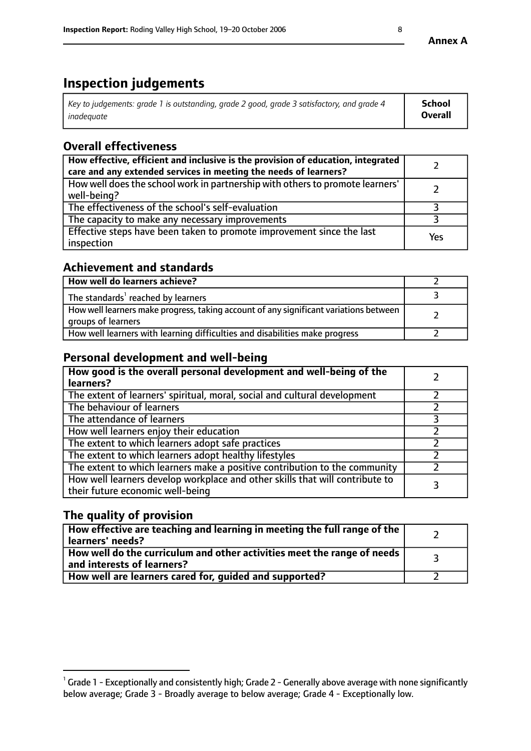# Inspection judgements

| *Key to judgements: grade 1 is outstanding, grade 2 good, grade 3 satisfactory, and grade 4 inadequate* | **School Overall** |
|---|---|

## Overall effectiveness

| | |
|---|---|
| **How effective, efficient and inclusive is the provision of education, integrated care and any extended services in meeting the needs of learners?** | 2 |
| How well does the school work in partnership with others to promote learners' well-being? | 2 |
| The effectiveness of the school's self-evaluation | 3 |
| The capacity to make any necessary improvements | 3 |
| Effective steps have been taken to promote improvement since the last inspection | Yes |

## Achievement and standards

| | |
|---|---|
| **How well do learners achieve?** | 2 |
| The standards[1] reached by learners | 3 |
| How well learners make progress, taking account of any significant variations between groups of learners | 2 |
| How well learners with learning difficulties and disabilities make progress | 2 |

## Personal development and well-being

| | |
|---|---|
| **How good is the overall personal development and well-being of the learners?** | 2 |
| The extent of learners' spiritual, moral, social and cultural development | 2 |
| The behaviour of learners | 2 |
| The attendance of learners | 3 |
| How well learners enjoy their education | 2 |
| The extent to which learners adopt safe practices | 2 |
| The extent to which learners adopt healthy lifestyles | 2 |
| The extent to which learners make a positive contribution to the community | 2 |
| How well learners develop workplace and other skills that will contribute to their future economic well-being | 3 |

## The quality of provision

| | |
|---|---|
| **How effective are teaching and learning in meeting the full range of the learners' needs?** | 2 |
| **How well do the curriculum and other activities meet the range of needs and interests of learners?** | 3 |
| **How well are learners cared for, guided and supported?** | 2 |

[1] Grade 1 - Exceptionally and consistently high; Grade 2 - Generally above average with none significantly below average; Grade 3 - Broadly average to below average; Grade 4 - Exceptionally low.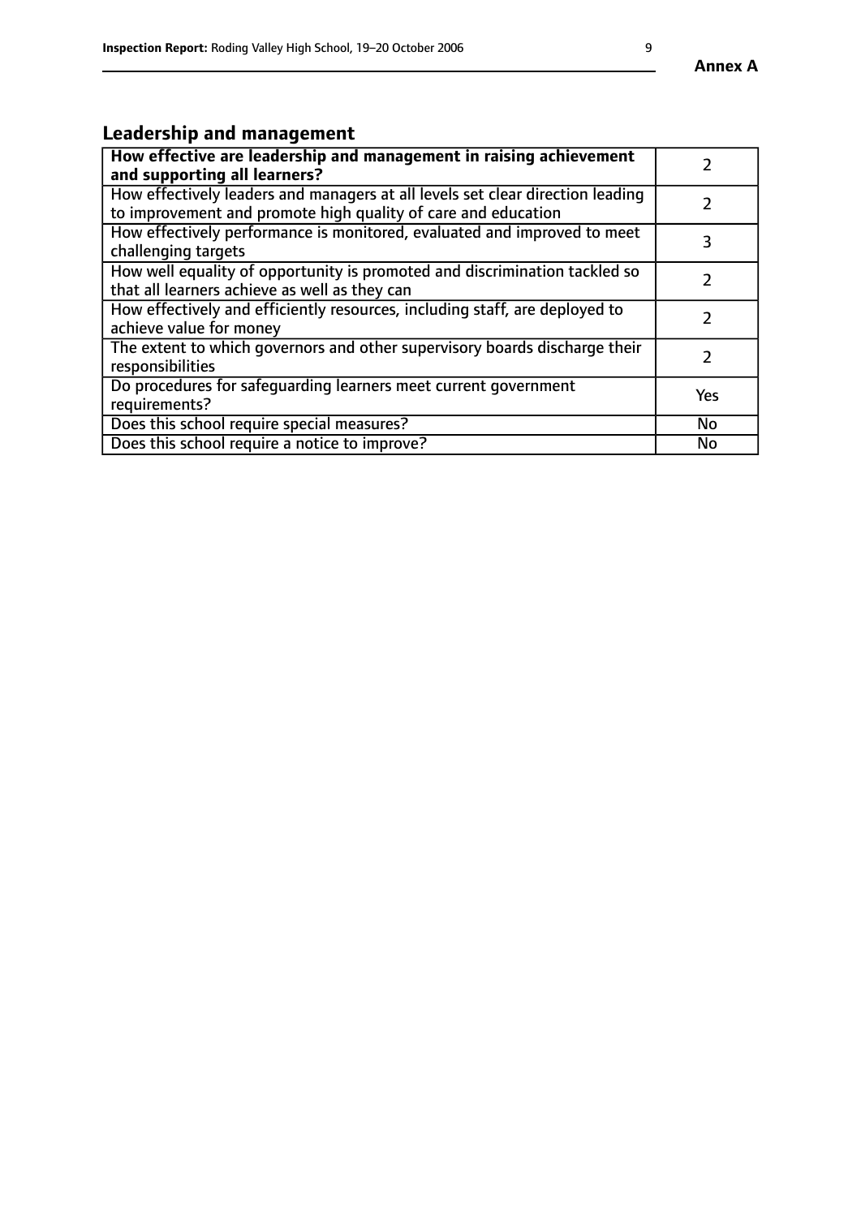## Leadership and management

| How effective are leadership and management in raising achievement and supporting all learners? | 2 |
|---|---|
| How effectively leaders and managers at all levels set clear direction leading to improvement and promote high quality of care and education | 2 |
| How effectively performance is monitored, evaluated and improved to meet challenging targets | 3 |
| How well equality of opportunity is promoted and discrimination tackled so that all learners achieve as well as they can | 2 |
| How effectively and efficiently resources, including staff, are deployed to achieve value for money | 2 |
| The extent to which governors and other supervisory boards discharge their responsibilities | 2 |
| Do procedures for safeguarding learners meet current government requirements? | Yes |
| Does this school require special measures? | No |
| Does this school require a notice to improve? | No |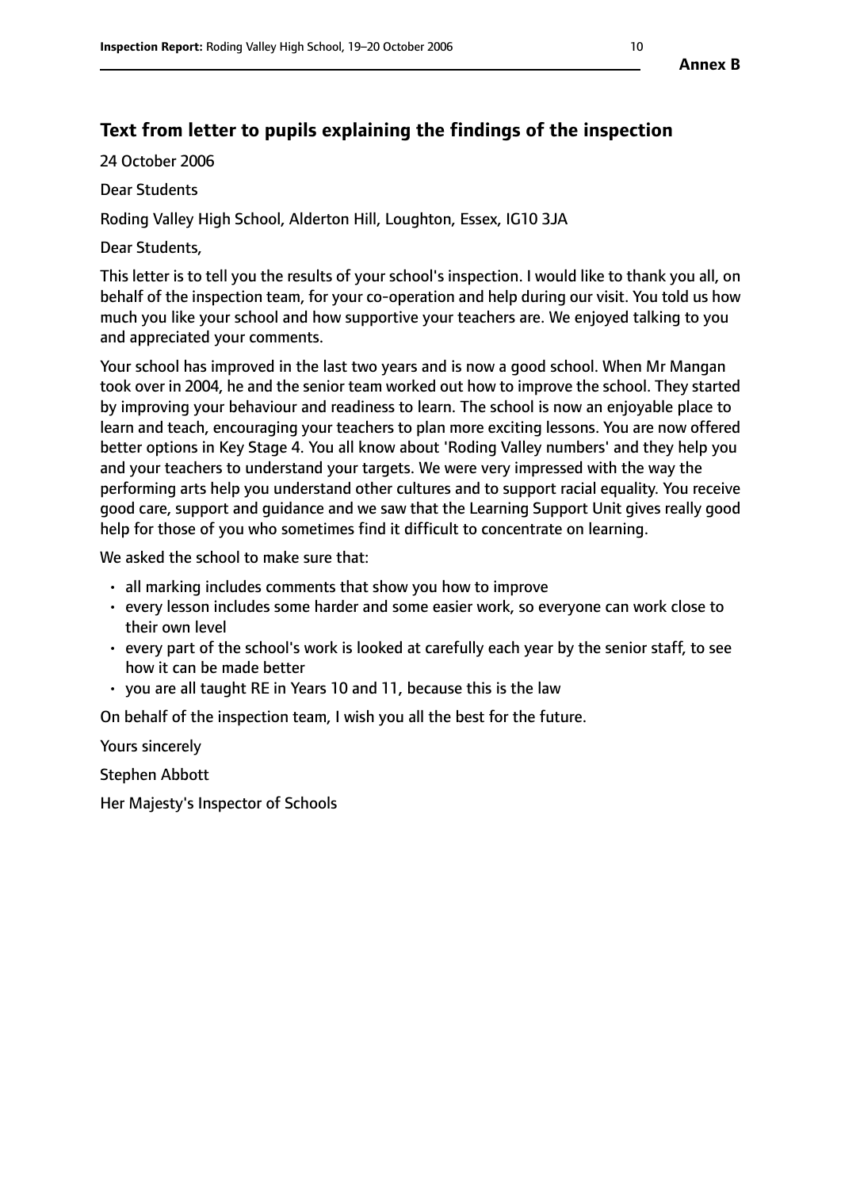## Text from letter to pupils explaining the findings of the inspection

24 October 2006

Dear Students

Roding Valley High School, Alderton Hill, Loughton, Essex, IG10 3JA

Dear Students,

This letter is to tell you the results of your school's inspection. I would like to thank you all, on behalf of the inspection team, for your co-operation and help during our visit. You told us how much you like your school and how supportive your teachers are. We enjoyed talking to you and appreciated your comments.

Your school has improved in the last two years and is now a good school. When Mr Mangan took over in 2004, he and the senior team worked out how to improve the school. They started by improving your behaviour and readiness to learn. The school is now an enjoyable place to learn and teach, encouraging your teachers to plan more exciting lessons. You are now offered better options in Key Stage 4. You all know about 'Roding Valley numbers' and they help you and your teachers to understand your targets. We were very impressed with the way the performing arts help you understand other cultures and to support racial equality. You receive good care, support and guidance and we saw that the Learning Support Unit gives really good help for those of you who sometimes find it difficult to concentrate on learning.

We asked the school to make sure that:

- all marking includes comments that show you how to improve
- every lesson includes some harder and some easier work, so everyone can work close to their own level
- every part of the school's work is looked at carefully each year by the senior staff, to see how it can be made better
- you are all taught RE in Years 10 and 11, because this is the law

On behalf of the inspection team, I wish you all the best for the future.

Yours sincerely

Stephen Abbott

Her Majesty's Inspector of Schools